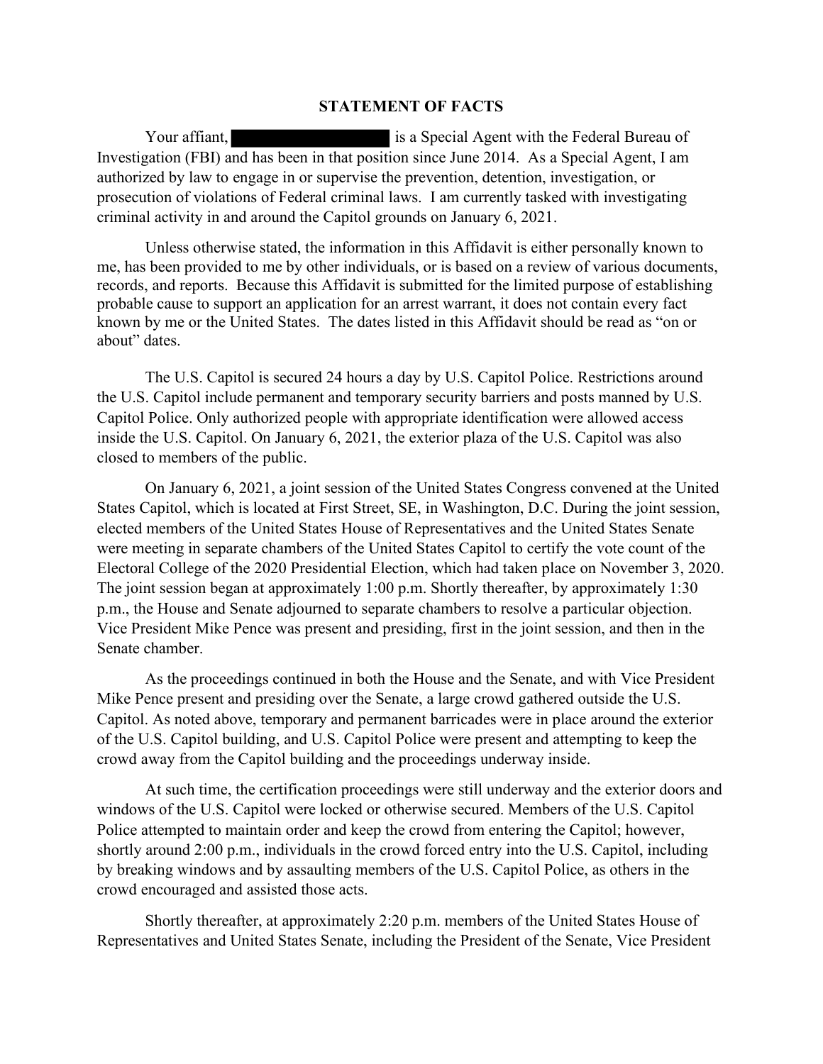# STATEMENT OF FACTS

Your affiant, ████████████ is a Special Agent with the Federal Bureau of Investigation (FBI) and has been in that position since June 2014. As a Special Agent, I am authorized by law to engage in or supervise the prevention, detention, investigation, or prosecution of violations of Federal criminal laws. I am currently tasked with investigating criminal activity in and around the Capitol grounds on January 6, 2021.

Unless otherwise stated, the information in this Affidavit is either personally known to me, has been provided to me by other individuals, or is based on a review of various documents, records, and reports. Because this Affidavit is submitted for the limited purpose of establishing probable cause to support an application for an arrest warrant, it does not contain every fact known by me or the United States. The dates listed in this Affidavit should be read as "on or about" dates.

The U.S. Capitol is secured 24 hours a day by U.S. Capitol Police. Restrictions around the U.S. Capitol include permanent and temporary security barriers and posts manned by U.S. Capitol Police. Only authorized people with appropriate identification were allowed access inside the U.S. Capitol. On January 6, 2021, the exterior plaza of the U.S. Capitol was also closed to members of the public.

On January 6, 2021, a joint session of the United States Congress convened at the United States Capitol, which is located at First Street, SE, in Washington, D.C. During the joint session, elected members of the United States House of Representatives and the United States Senate were meeting in separate chambers of the United States Capitol to certify the vote count of the Electoral College of the 2020 Presidential Election, which had taken place on November 3, 2020. The joint session began at approximately 1:00 p.m. Shortly thereafter, by approximately 1:30 p.m., the House and Senate adjourned to separate chambers to resolve a particular objection. Vice President Mike Pence was present and presiding, first in the joint session, and then in the Senate chamber.

As the proceedings continued in both the House and the Senate, and with Vice President Mike Pence present and presiding over the Senate, a large crowd gathered outside the U.S. Capitol. As noted above, temporary and permanent barricades were in place around the exterior of the U.S. Capitol building, and U.S. Capitol Police were present and attempting to keep the crowd away from the Capitol building and the proceedings underway inside.

At such time, the certification proceedings were still underway and the exterior doors and windows of the U.S. Capitol were locked or otherwise secured. Members of the U.S. Capitol Police attempted to maintain order and keep the crowd from entering the Capitol; however, shortly around 2:00 p.m., individuals in the crowd forced entry into the U.S. Capitol, including by breaking windows and by assaulting members of the U.S. Capitol Police, as others in the crowd encouraged and assisted those acts.

Shortly thereafter, at approximately 2:20 p.m. members of the United States House of Representatives and United States Senate, including the President of the Senate, Vice President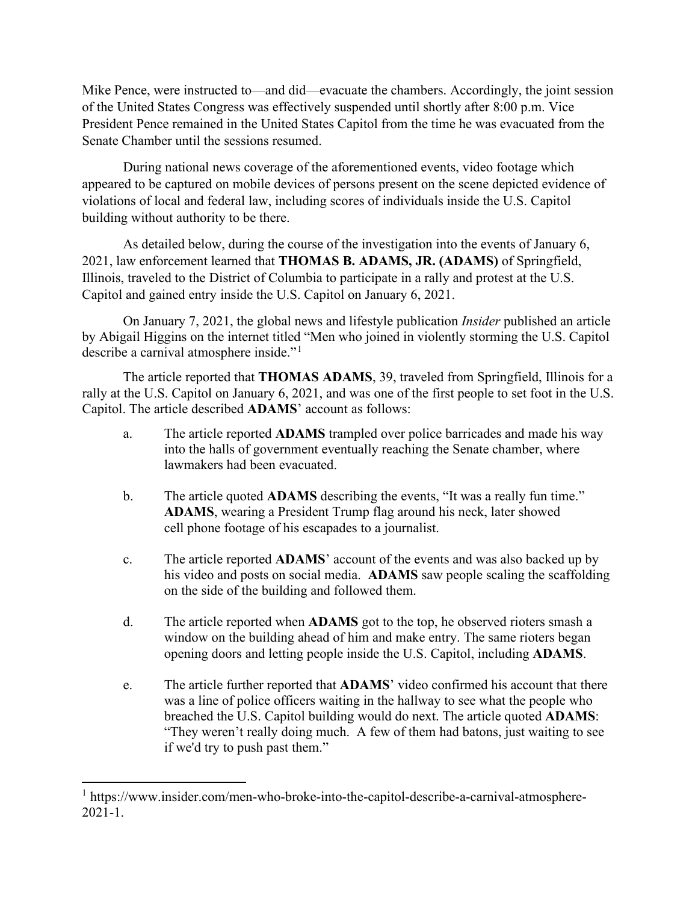Mike Pence, were instructed to—and did—evacuate the chambers. Accordingly, the joint session of the United States Congress was effectively suspended until shortly after 8:00 p.m. Vice President Pence remained in the United States Capitol from the time he was evacuated from the Senate Chamber until the sessions resumed.

During national news coverage of the aforementioned events, video footage which appeared to be captured on mobile devices of persons present on the scene depicted evidence of violations of local and federal law, including scores of individuals inside the U.S. Capitol building without authority to be there.

As detailed below, during the course of the investigation into the events of January 6, 2021, law enforcement learned that **THOMAS B. ADAMS, JR. (ADAMS)** of Springfield, Illinois, traveled to the District of Columbia to participate in a rally and protest at the U.S. Capitol and gained entry inside the U.S. Capitol on January 6, 2021.

On January 7, 2021, the global news and lifestyle publication *Insider* published an article by Abigail Higgins on the internet titled "Men who joined in violently storming the U.S. Capitol describe a carnival atmosphere inside."[1]

The article reported that **THOMAS ADAMS**, 39, traveled from Springfield, Illinois for a rally at the U.S. Capitol on January 6, 2021, and was one of the first people to set foot in the U.S. Capitol. The article described **ADAMS**' account as follows:

a. The article reported **ADAMS** trampled over police barricades and made his way into the halls of government eventually reaching the Senate chamber, where lawmakers had been evacuated.

b. The article quoted **ADAMS** describing the events, "It was a really fun time." **ADAMS**, wearing a President Trump flag around his neck, later showed cell phone footage of his escapades to a journalist.

c. The article reported **ADAMS**' account of the events and was also backed up by his video and posts on social media. **ADAMS** saw people scaling the scaffolding on the side of the building and followed them.

d. The article reported when **ADAMS** got to the top, he observed rioters smash a window on the building ahead of him and make entry. The same rioters began opening doors and letting people inside the U.S. Capitol, including **ADAMS**.

e. The article further reported that **ADAMS**' video confirmed his account that there was a line of police officers waiting in the hallway to see what the people who breached the U.S. Capitol building would do next. The article quoted **ADAMS**: "They weren't really doing much. A few of them had batons, just waiting to see if we'd try to push past them."

---

[1] https://www.insider.com/men-who-broke-into-the-capitol-describe-a-carnival-atmosphere-2021-1.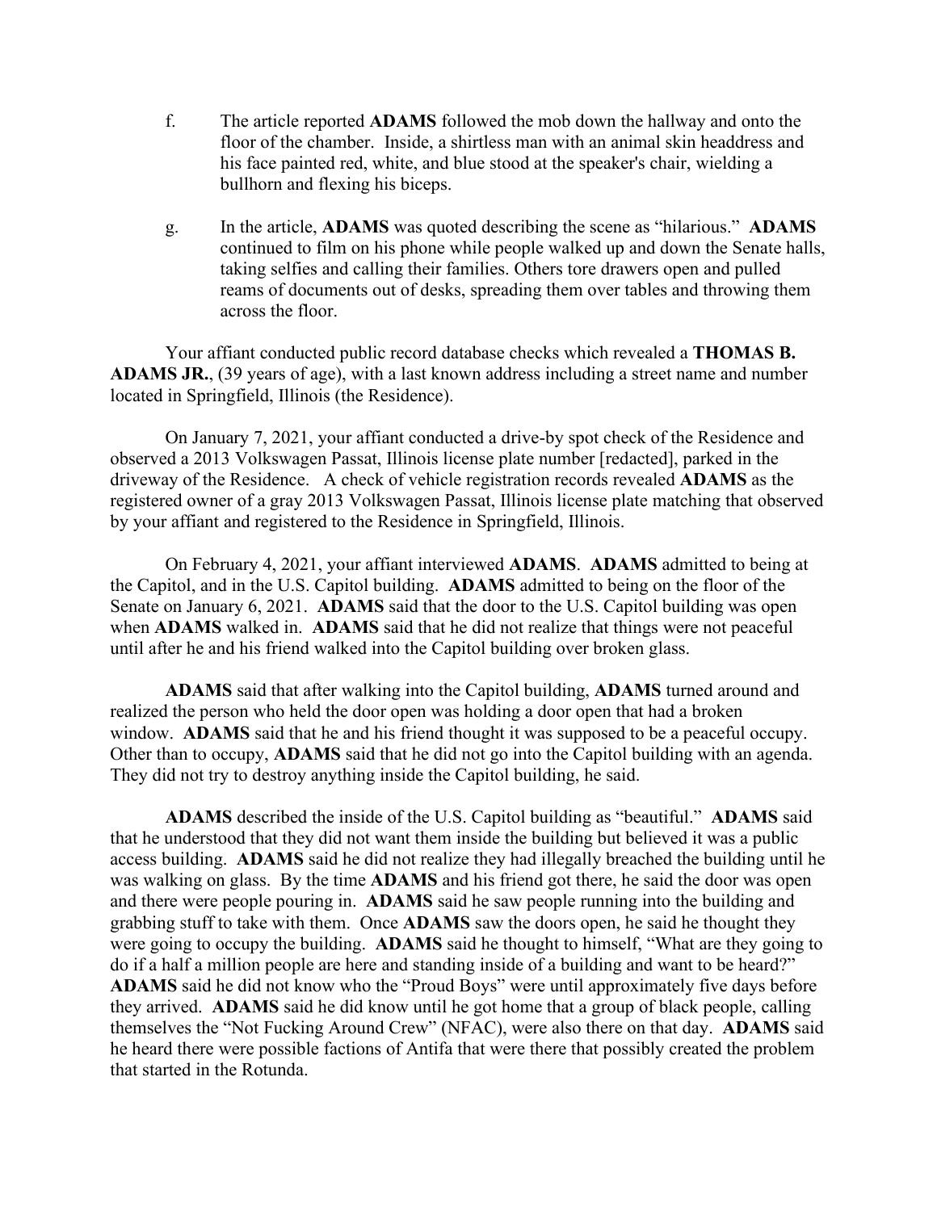f. The article reported **ADAMS** followed the mob down the hallway and onto the floor of the chamber. Inside, a shirtless man with an animal skin headdress and his face painted red, white, and blue stood at the speaker's chair, wielding a bullhorn and flexing his biceps.

g. In the article, **ADAMS** was quoted describing the scene as "hilarious." **ADAMS** continued to film on his phone while people walked up and down the Senate halls, taking selfies and calling their families. Others tore drawers open and pulled reams of documents out of desks, spreading them over tables and throwing them across the floor.

Your affiant conducted public record database checks which revealed a **THOMAS B. ADAMS JR.**, (39 years of age), with a last known address including a street name and number located in Springfield, Illinois (the Residence).

On January 7, 2021, your affiant conducted a drive-by spot check of the Residence and observed a 2013 Volkswagen Passat, Illinois license plate number [redacted], parked in the driveway of the Residence. A check of vehicle registration records revealed **ADAMS** as the registered owner of a gray 2013 Volkswagen Passat, Illinois license plate matching that observed by your affiant and registered to the Residence in Springfield, Illinois.

On February 4, 2021, your affiant interviewed **ADAMS**. **ADAMS** admitted to being at the Capitol, and in the U.S. Capitol building. **ADAMS** admitted to being on the floor of the Senate on January 6, 2021. **ADAMS** said that the door to the U.S. Capitol building was open when **ADAMS** walked in. **ADAMS** said that he did not realize that things were not peaceful until after he and his friend walked into the Capitol building over broken glass.

**ADAMS** said that after walking into the Capitol building, **ADAMS** turned around and realized the person who held the door open was holding a door open that had a broken window. **ADAMS** said that he and his friend thought it was supposed to be a peaceful occupy. Other than to occupy, **ADAMS** said that he did not go into the Capitol building with an agenda. They did not try to destroy anything inside the Capitol building, he said.

**ADAMS** described the inside of the U.S. Capitol building as "beautiful." **ADAMS** said that he understood that they did not want them inside the building but believed it was a public access building. **ADAMS** said he did not realize they had illegally breached the building until he was walking on glass. By the time **ADAMS** and his friend got there, he said the door was open and there were people pouring in. **ADAMS** said he saw people running into the building and grabbing stuff to take with them. Once **ADAMS** saw the doors open, he said he thought they were going to occupy the building. **ADAMS** said he thought to himself, "What are they going to do if a half a million people are here and standing inside of a building and want to be heard?" **ADAMS** said he did not know who the "Proud Boys" were until approximately five days before they arrived. **ADAMS** said he did know until he got home that a group of black people, calling themselves the "Not Fucking Around Crew" (NFAC), were also there on that day. **ADAMS** said he heard there were possible factions of Antifa that were there that possibly created the problem that started in the Rotunda.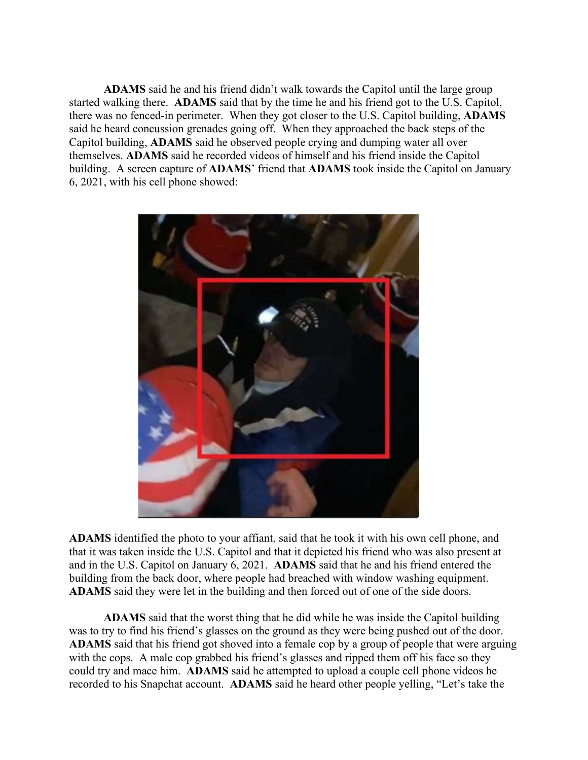**ADAMS** said he and his friend didn't walk towards the Capitol until the large group started walking there. **ADAMS** said that by the time he and his friend got to the U.S. Capitol, there was no fenced-in perimeter. When they got closer to the U.S. Capitol building, **ADAMS** said he heard concussion grenades going off. When they approached the back steps of the Capitol building, **ADAMS** said he observed people crying and dumping water all over themselves. **ADAMS** said he recorded videos of himself and his friend inside the Capitol building. A screen capture of **ADAMS**' friend that **ADAMS** took inside the Capitol on January 6, 2021, with his cell phone showed:

**ADAMS** identified the photo to your affiant, said that he took it with his own cell phone, and that it was taken inside the U.S. Capitol and that it depicted his friend who was also present at and in the U.S. Capitol on January 6, 2021. **ADAMS** said that he and his friend entered the building from the back door, where people had breached with window washing equipment. **ADAMS** said they were let in the building and then forced out of one of the side doors.

**ADAMS** said that the worst thing that he did while he was inside the Capitol building was to try to find his friend's glasses on the ground as they were being pushed out of the door. **ADAMS** said that his friend got shoved into a female cop by a group of people that were arguing with the cops. A male cop grabbed his friend's glasses and ripped them off his face so they could try and mace him. **ADAMS** said he attempted to upload a couple cell phone videos he recorded to his Snapchat account. **ADAMS** said he heard other people yelling, "Let's take the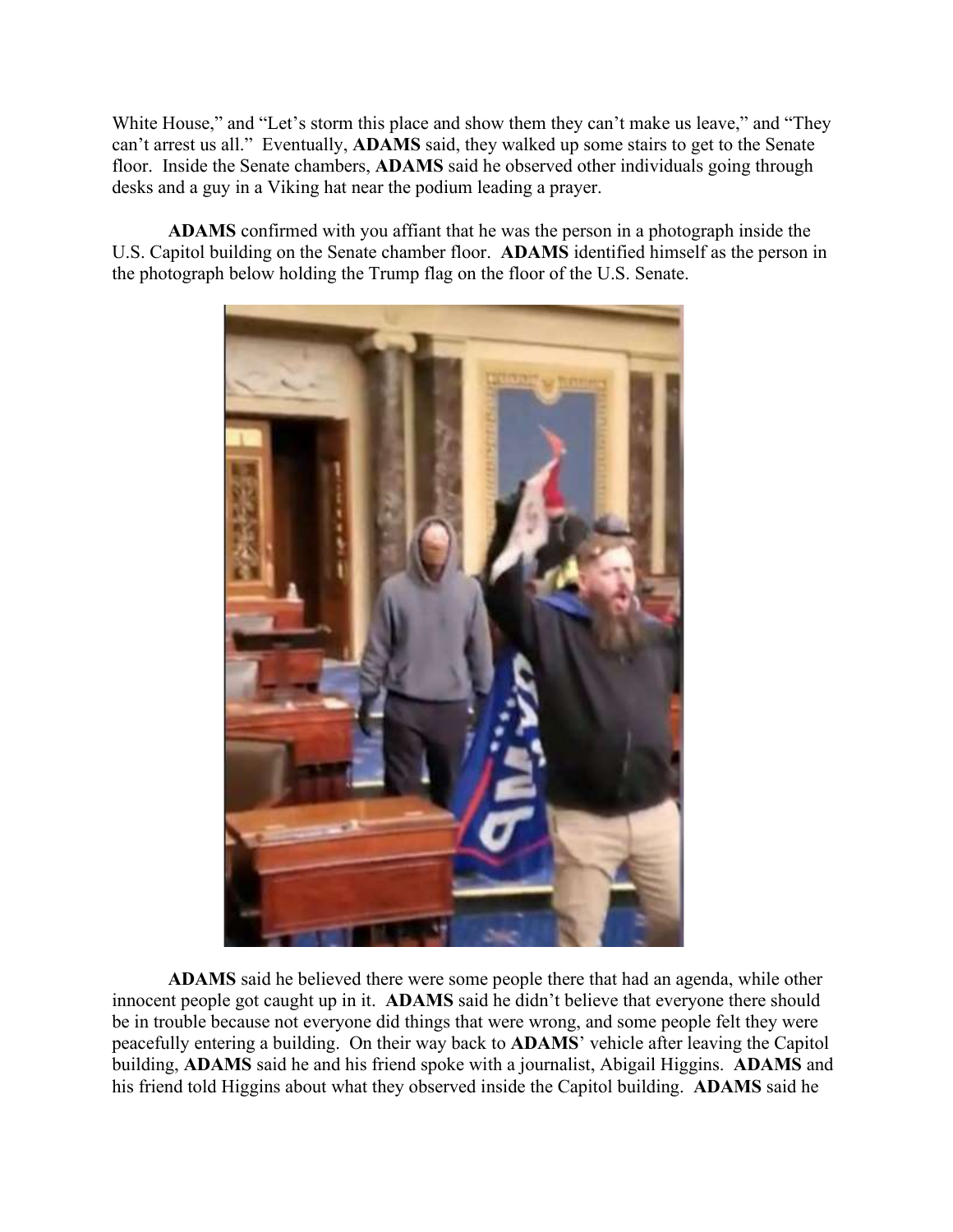White House," and "Let's storm this place and show them they can't make us leave," and "They can't arrest us all." Eventually, **ADAMS** said, they walked up some stairs to get to the Senate floor. Inside the Senate chambers, **ADAMS** said he observed other individuals going through desks and a guy in a Viking hat near the podium leading a prayer.

**ADAMS** confirmed with you affiant that he was the person in a photograph inside the U.S. Capitol building on the Senate chamber floor. **ADAMS** identified himself as the person in the photograph below holding the Trump flag on the floor of the U.S. Senate.

**ADAMS** said he believed there were some people there that had an agenda, while other innocent people got caught up in it. **ADAMS** said he didn't believe that everyone there should be in trouble because not everyone did things that were wrong, and some people felt they were peacefully entering a building. On their way back to **ADAMS**' vehicle after leaving the Capitol building, **ADAMS** said he and his friend spoke with a journalist, Abigail Higgins. **ADAMS** and his friend told Higgins about what they observed inside the Capitol building. **ADAMS** said he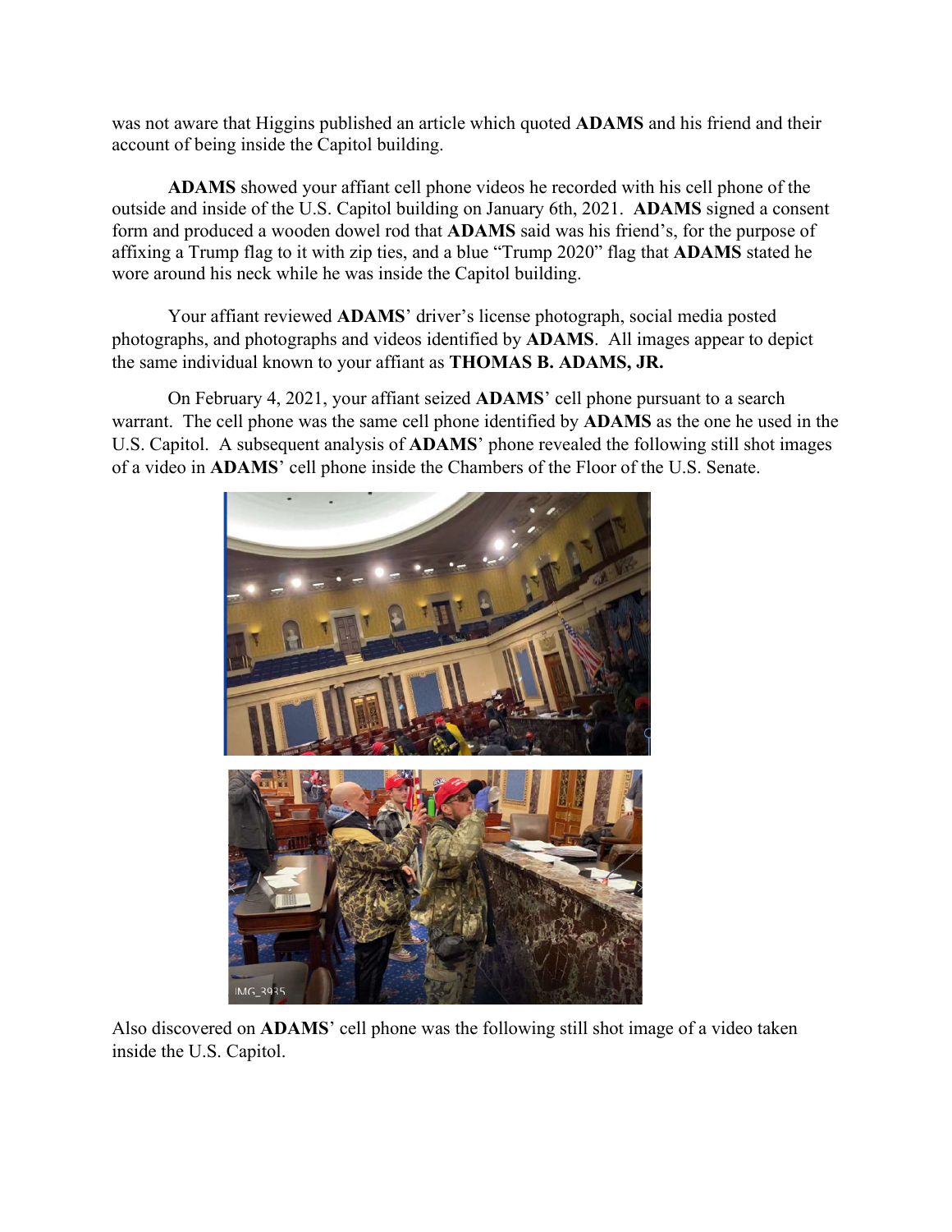was not aware that Higgins published an article which quoted **ADAMS** and his friend and their account of being inside the Capitol building.

**ADAMS** showed your affiant cell phone videos he recorded with his cell phone of the outside and inside of the U.S. Capitol building on January 6th, 2021. **ADAMS** signed a consent form and produced a wooden dowel rod that **ADAMS** said was his friend's, for the purpose of affixing a Trump flag to it with zip ties, and a blue "Trump 2020" flag that **ADAMS** stated he wore around his neck while he was inside the Capitol building.

Your affiant reviewed **ADAMS**' driver's license photograph, social media posted photographs, and photographs and videos identified by **ADAMS**. All images appear to depict the same individual known to your affiant as **THOMAS B. ADAMS, JR.**

On February 4, 2021, your affiant seized **ADAMS**' cell phone pursuant to a search warrant. The cell phone was the same cell phone identified by **ADAMS** as the one he used in the U.S. Capitol. A subsequent analysis of **ADAMS**' phone revealed the following still shot images of a video in **ADAMS**' cell phone inside the Chambers of the Floor of the U.S. Senate.

Also discovered on **ADAMS**' cell phone was the following still shot image of a video taken inside the U.S. Capitol.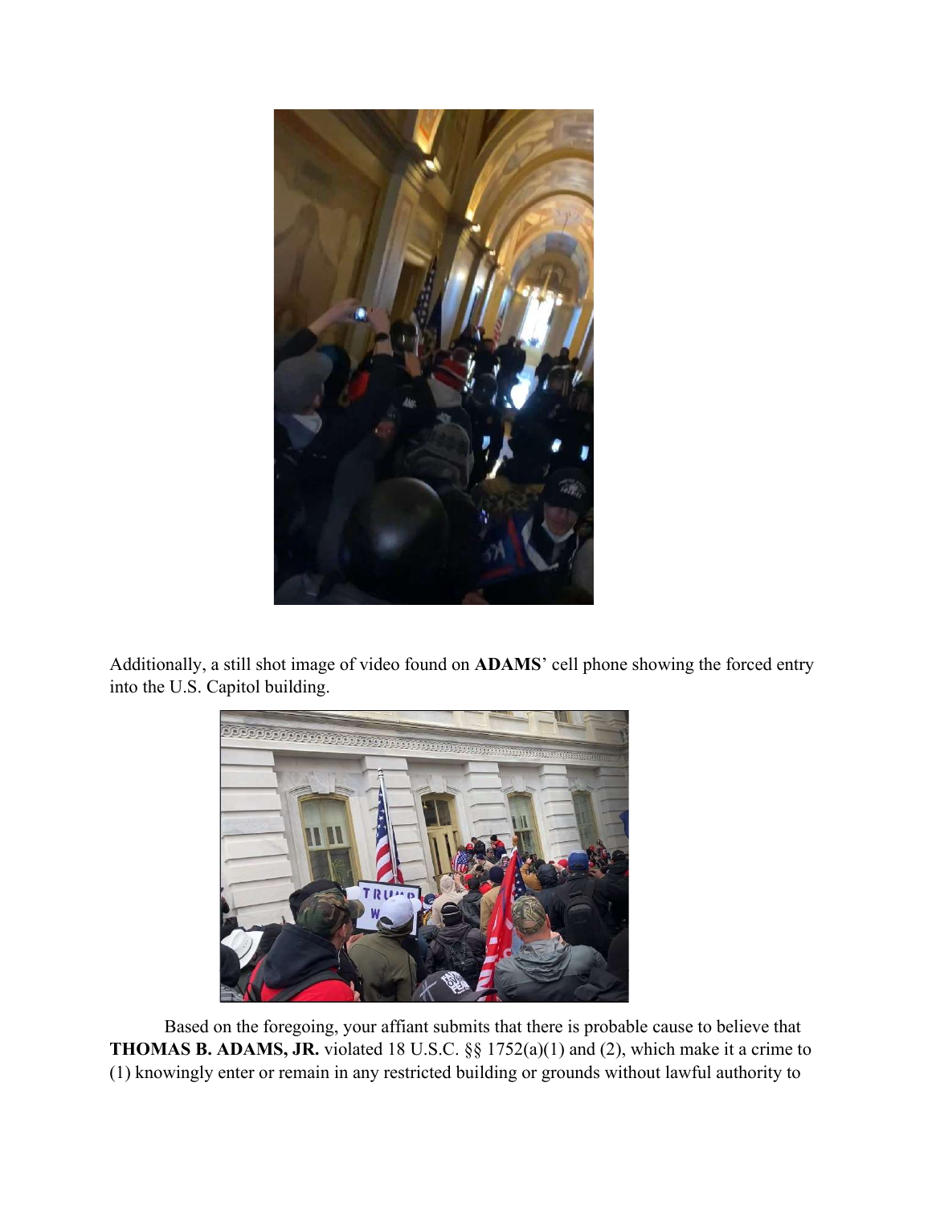Additionally, a still shot image of video found on **ADAMS**' cell phone showing the forced entry into the U.S. Capitol building.

Based on the foregoing, your affiant submits that there is probable cause to believe that **THOMAS B. ADAMS, JR.** violated 18 U.S.C. §§ 1752(a)(1) and (2), which make it a crime to (1) knowingly enter or remain in any restricted building or grounds without lawful authority to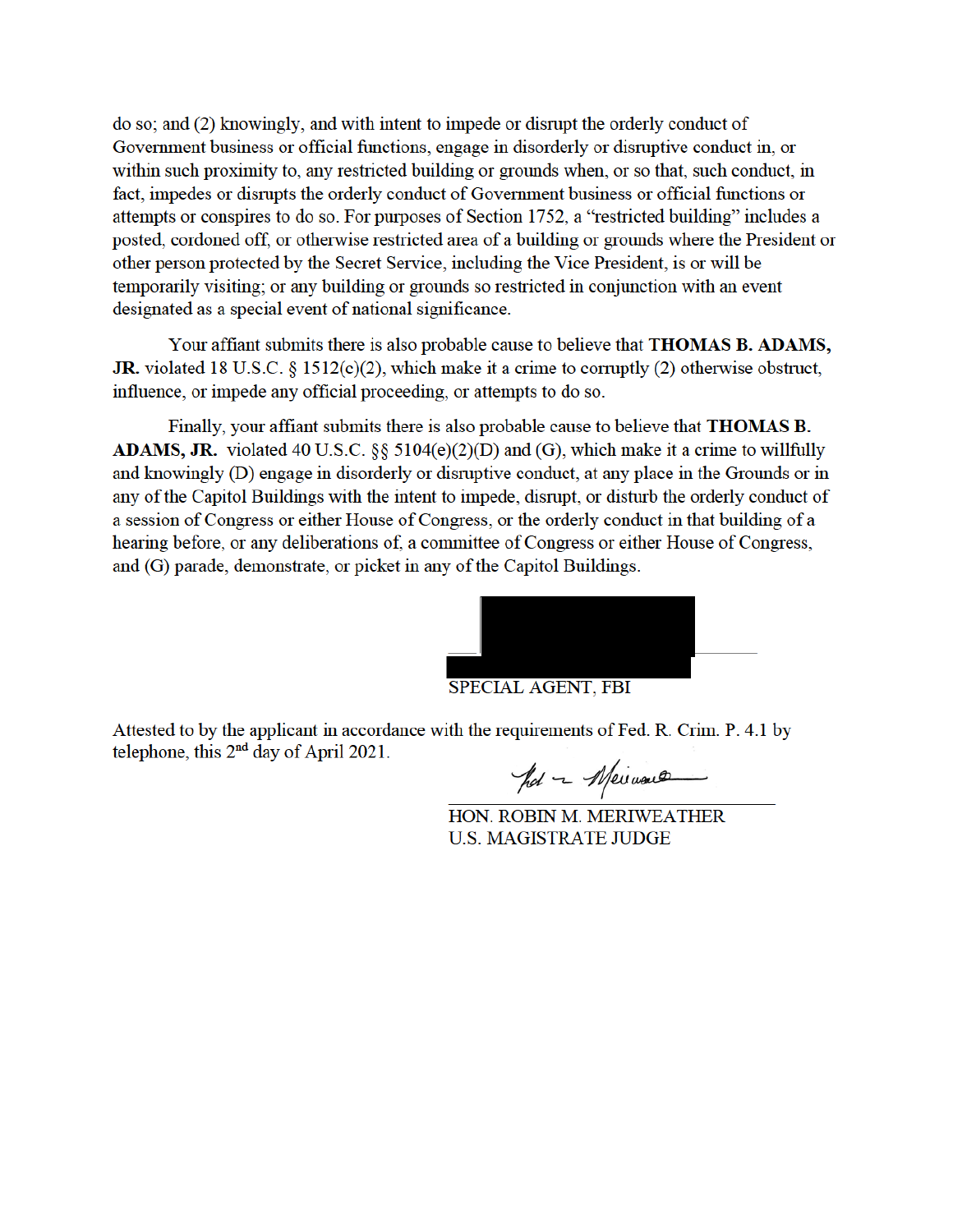do so; and (2) knowingly, and with intent to impede or disrupt the orderly conduct of Government business or official functions, engage in disorderly or disruptive conduct in, or within such proximity to, any restricted building or grounds when, or so that, such conduct, in fact, impedes or disrupts the orderly conduct of Government business or official functions or attempts or conspires to do so. For purposes of Section 1752, a "restricted building" includes a posted, cordoned off, or otherwise restricted area of a building or grounds where the President or other person protected by the Secret Service, including the Vice President, is or will be temporarily visiting; or any building or grounds so restricted in conjunction with an event designated as a special event of national significance.

Your affiant submits there is also probable cause to believe that **THOMAS B. ADAMS, JR.** violated 18 U.S.C. § 1512(c)(2), which make it a crime to corruptly (2) otherwise obstruct, influence, or impede any official proceeding, or attempts to do so.

Finally, your affiant submits there is also probable cause to believe that **THOMAS B. ADAMS, JR.** violated 40 U.S.C. §§ 5104(e)(2)(D) and (G), which make it a crime to willfully and knowingly (D) engage in disorderly or disruptive conduct, at any place in the Grounds or in any of the Capitol Buildings with the intent to impede, disrupt, or disturb the orderly conduct of a session of Congress or either House of Congress, or the orderly conduct in that building of a hearing before, or any deliberations of, a committee of Congress or either House of Congress, and (G) parade, demonstrate, or picket in any of the Capitol Buildings.

SPECIAL AGENT, FBI

Attested to by the applicant in accordance with the requirements of Fed. R. Crim. P. 4.1 by telephone, this 2nd day of April 2021.

HON. ROBIN M. MERIWEATHER
U.S. MAGISTRATE JUDGE